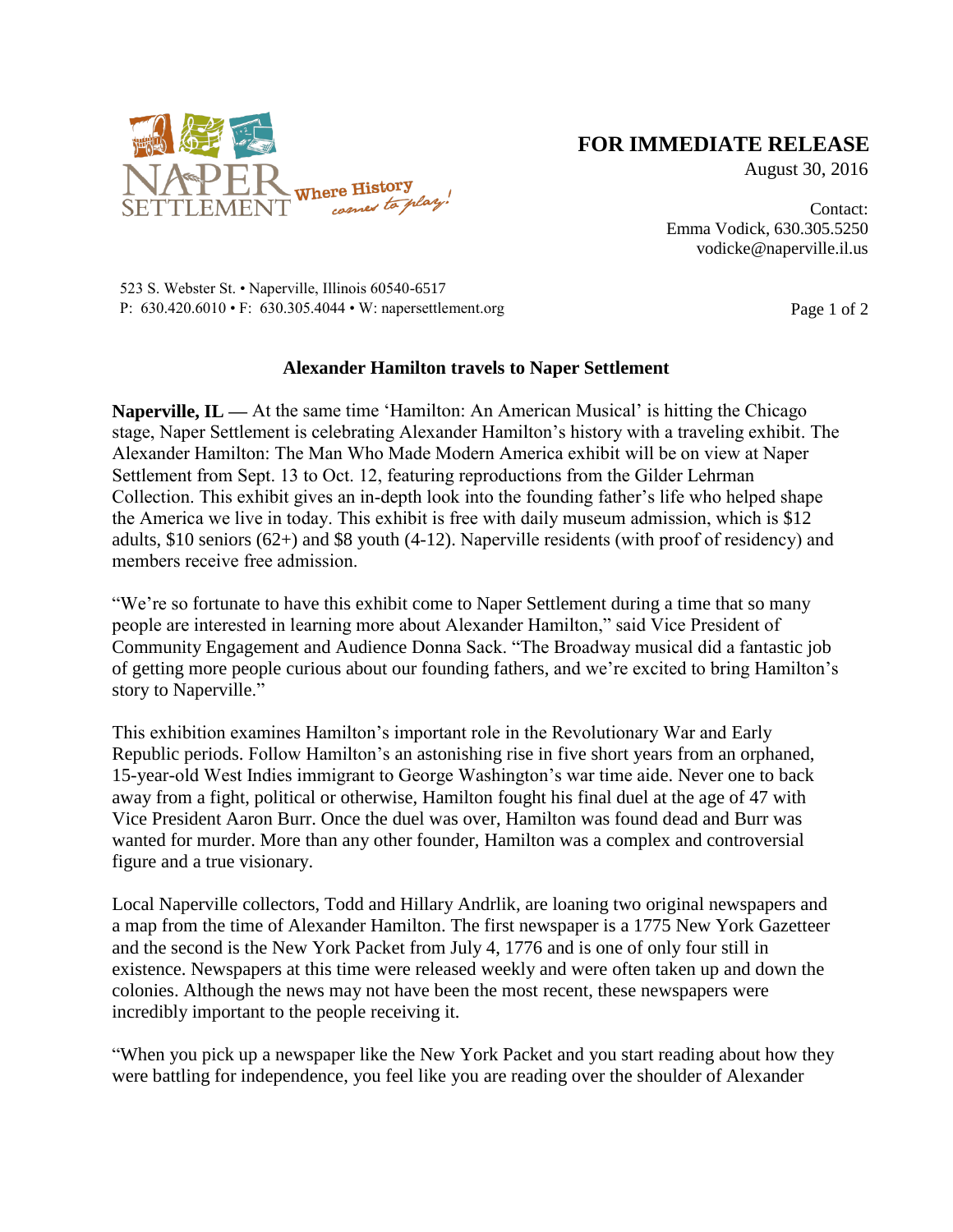NAPER SETTLEMENT Where History comes to play!

**FOR IMMEDIATE RELEASE**
August 30, 2016

Contact:
Emma Vodick, 630.305.5250
vodicke@naperville.il.us

523 S. Webster St. • Naperville, Illinois 60540-6517
P: 630.420.6010 • F: 630.305.4044 • W: napersettlement.org

**Alexander Hamilton travels to Naper Settlement**

**Naperville, IL —** At the same time 'Hamilton: An American Musical' is hitting the Chicago stage, Naper Settlement is celebrating Alexander Hamilton's history with a traveling exhibit. The Alexander Hamilton: The Man Who Made Modern America exhibit will be on view at Naper Settlement from Sept. 13 to Oct. 12, featuring reproductions from the Gilder Lehrman Collection. This exhibit gives an in-depth look into the founding father's life who helped shape the America we live in today. This exhibit is free with daily museum admission, which is $12 adults, $10 seniors (62+) and $8 youth (4-12). Naperville residents (with proof of residency) and members receive free admission.

"We're so fortunate to have this exhibit come to Naper Settlement during a time that so many people are interested in learning more about Alexander Hamilton," said Vice President of Community Engagement and Audience Donna Sack. "The Broadway musical did a fantastic job of getting more people curious about our founding fathers, and we're excited to bring Hamilton's story to Naperville."

This exhibition examines Hamilton's important role in the Revolutionary War and Early Republic periods. Follow Hamilton's an astonishing rise in five short years from an orphaned, 15-year-old West Indies immigrant to George Washington's war time aide. Never one to back away from a fight, political or otherwise, Hamilton fought his final duel at the age of 47 with Vice President Aaron Burr. Once the duel was over, Hamilton was found dead and Burr was wanted for murder. More than any other founder, Hamilton was a complex and controversial figure and a true visionary.

Local Naperville collectors, Todd and Hillary Andrlik, are loaning two original newspapers and a map from the time of Alexander Hamilton. The first newspaper is a 1775 New York Gazetteer and the second is the New York Packet from July 4, 1776 and is one of only four still in existence. Newspapers at this time were released weekly and were often taken up and down the colonies. Although the news may not have been the most recent, these newspapers were incredibly important to the people receiving it.

"When you pick up a newspaper like the New York Packet and you start reading about how they were battling for independence, you feel like you are reading over the shoulder of Alexander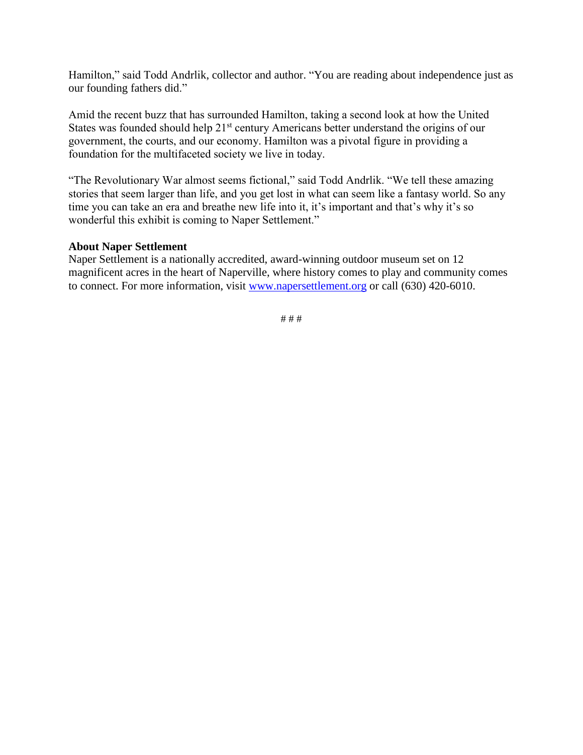Hamilton," said Todd Andrlik, collector and author. "You are reading about independence just as our founding fathers did."

Amid the recent buzz that has surrounded Hamilton, taking a second look at how the United States was founded should help 21st century Americans better understand the origins of our government, the courts, and our economy. Hamilton was a pivotal figure in providing a foundation for the multifaceted society we live in today.

"The Revolutionary War almost seems fictional," said Todd Andrlik. "We tell these amazing stories that seem larger than life, and you get lost in what can seem like a fantasy world. So any time you can take an era and breathe new life into it, it's important and that's why it's so wonderful this exhibit is coming to Naper Settlement."

**About Naper Settlement**

Naper Settlement is a nationally accredited, award-winning outdoor museum set on 12 magnificent acres in the heart of Naperville, where history comes to play and community comes to connect. For more information, visit [www.napersettlement.org](http://www.napersettlement.org) or call (630) 420-6010.

# # #